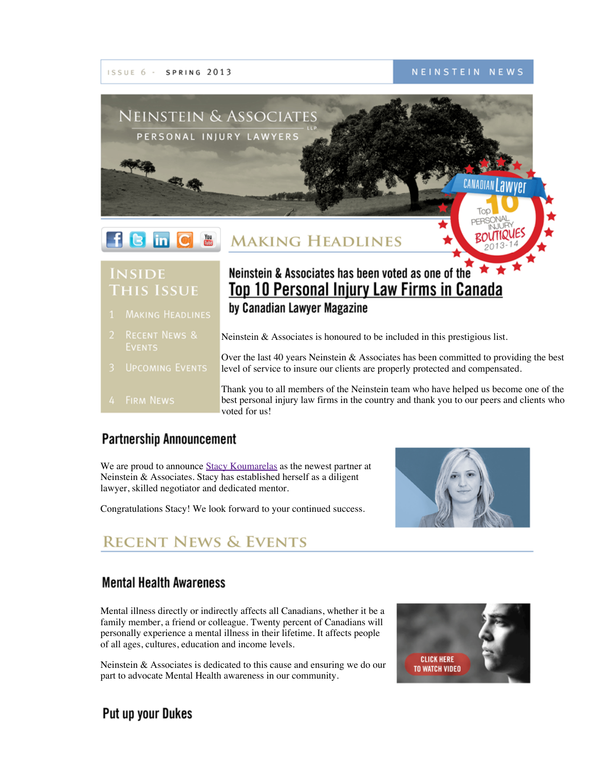ISSUE 6 · SPRING 2013 NEINSTEIN NEWS

# NEINSTEIN & ASSOCIATES LLP

PERSONAL INJURY LAWYERS

CANADIAN Lawyer Top 10 PERSONAL INJURY BOUTIQUES 2013-14

**INSIDE THIS ISSUE**

1. Making Headlines
2. Recent News & Events
3. Upcoming Events
4. Firm News

## MAKING HEADLINES

### Neinstein & Associates has been voted as one of the Top 10 Personal Injury Law Firms in Canada by Canadian Lawyer Magazine

Neinstein & Associates is honoured to be included in this prestigious list.

Over the last 40 years Neinstein & Associates has been committed to providing the best level of service to insure our clients are properly protected and compensated.

Thank you to all members of the Neinstein team who have helped us become one of the best personal injury law firms in the country and thank you to our peers and clients who voted for us!

### Partnership Announcement

We are proud to announce Stacy Koumarelas as the newest partner at Neinstein & Associates. Stacy has established herself as a diligent lawyer, skilled negotiator and dedicated mentor.

Congratulations Stacy! We look forward to your continued success.

## RECENT NEWS & EVENTS

### Mental Health Awareness

Mental illness directly or indirectly affects all Canadians, whether it be a family member, a friend or colleague. Twenty percent of Canadians will personally experience a mental illness in their lifetime. It affects people of all ages, cultures, education and income levels.

Neinstein & Associates is dedicated to this cause and ensuring we do our part to advocate Mental Health awareness in our community.

CLICK HERE TO WATCH VIDEO

### Put up your Dukes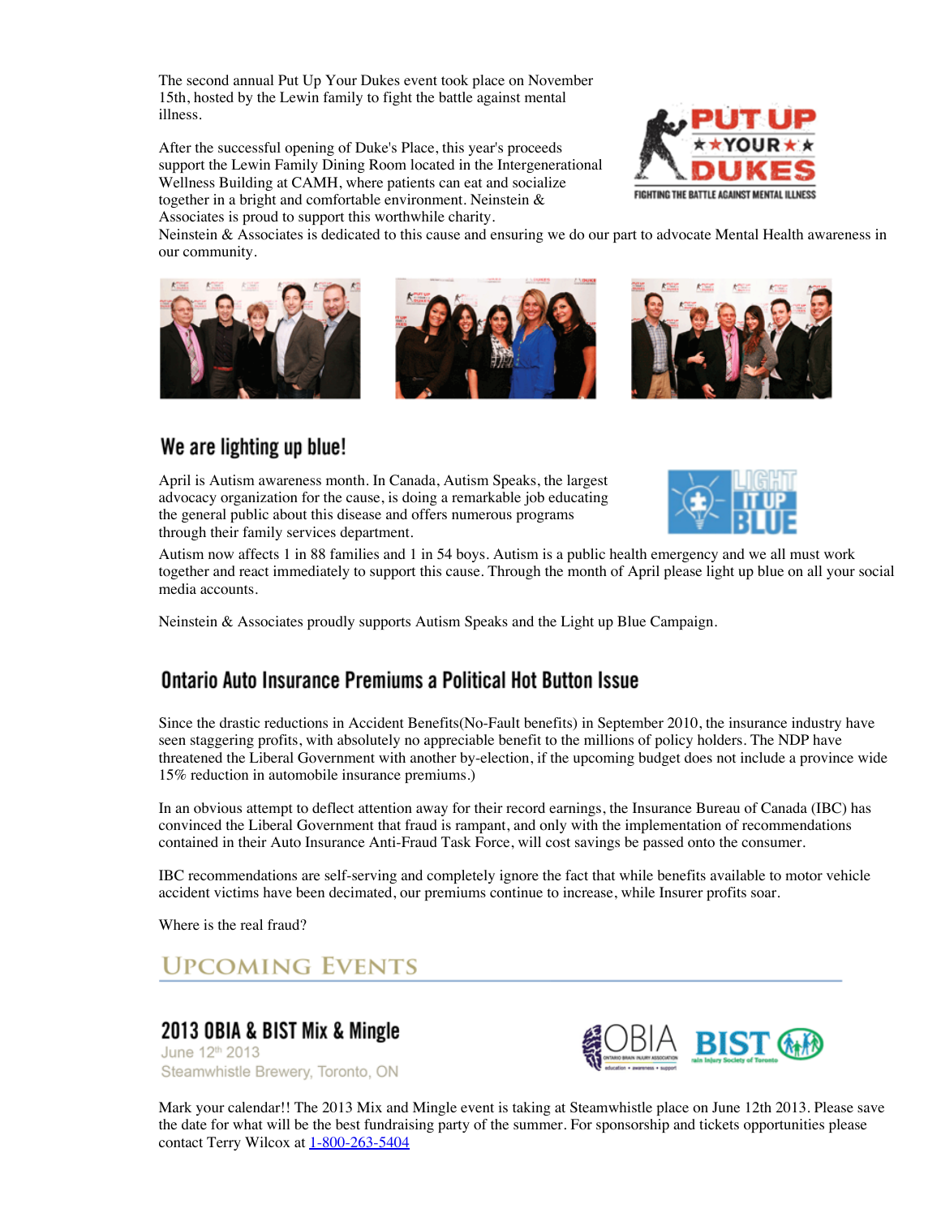The second annual Put Up Your Dukes event took place on November 15th, hosted by the Lewin family to fight the battle against mental illness.

After the successful opening of Duke's Place, this year's proceeds support the Lewin Family Dining Room located in the Intergenerational Wellness Building at CAMH, where patients can eat and socialize together in a bright and comfortable environment. Neinstein & Associates is proud to support this worthwhile charity. Neinstein & Associates is dedicated to this cause and ensuring we do our part to advocate Mental Health awareness in our community.

## We are lighting up blue!

April is Autism awareness month. In Canada, Autism Speaks, the largest advocacy organization for the cause, is doing a remarkable job educating the general public about this disease and offers numerous programs through their family services department. Autism now affects 1 in 88 families and 1 in 54 boys. Autism is a public health emergency and we all must work together and react immediately to support this cause. Through the month of April please light up blue on all your social media accounts.

Neinstein & Associates proudly supports Autism Speaks and the Light up Blue Campaign.

## Ontario Auto Insurance Premiums a Political Hot Button Issue

Since the drastic reductions in Accident Benefits(No-Fault benefits) in September 2010, the insurance industry have seen staggering profits, with absolutely no appreciable benefit to the millions of policy holders. The NDP have threatened the Liberal Government with another by-election, if the upcoming budget does not include a province wide 15% reduction in automobile insurance premiums.)

In an obvious attempt to deflect attention away for their record earnings, the Insurance Bureau of Canada (IBC) has convinced the Liberal Government that fraud is rampant, and only with the implementation of recommendations contained in their Auto Insurance Anti-Fraud Task Force, will cost savings be passed onto the consumer.

IBC recommendations are self-serving and completely ignore the fact that while benefits available to motor vehicle accident victims have been decimated, our premiums continue to increase, while Insurer profits soar.

Where is the real fraud?

# Upcoming Events

## 2013 OBIA & BIST Mix & Mingle

June 12th 2013
Steamwhistle Brewery, Toronto, ON

Mark your calendar!! The 2013 Mix and Mingle event is taking at Steamwhistle place on June 12th 2013. Please save the date for what will be the best fundraising party of the summer. For sponsorship and tickets opportunities please contact Terry Wilcox at 1-800-263-5404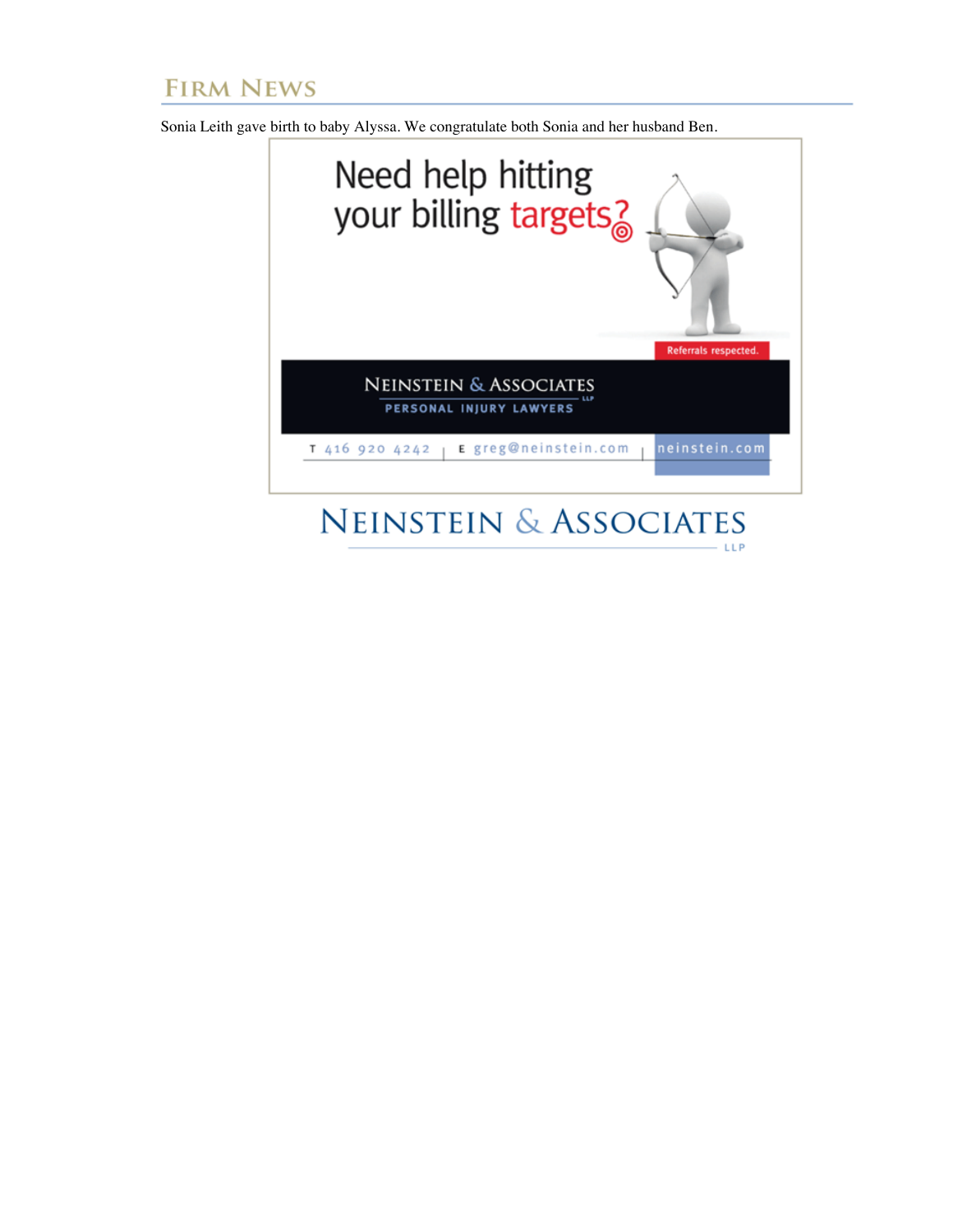## Firm News

Sonia Leith gave birth to baby Alyssa. We congratulate both Sonia and her husband Ben.

Need help hitting your billing targets?

Referrals respected.

NEINSTEIN & ASSOCIATES LLP

PERSONAL INJURY LAWYERS

T 416 920 4242 | E greg@neinstein.com | neinstein.com

NEINSTEIN & ASSOCIATES LLP